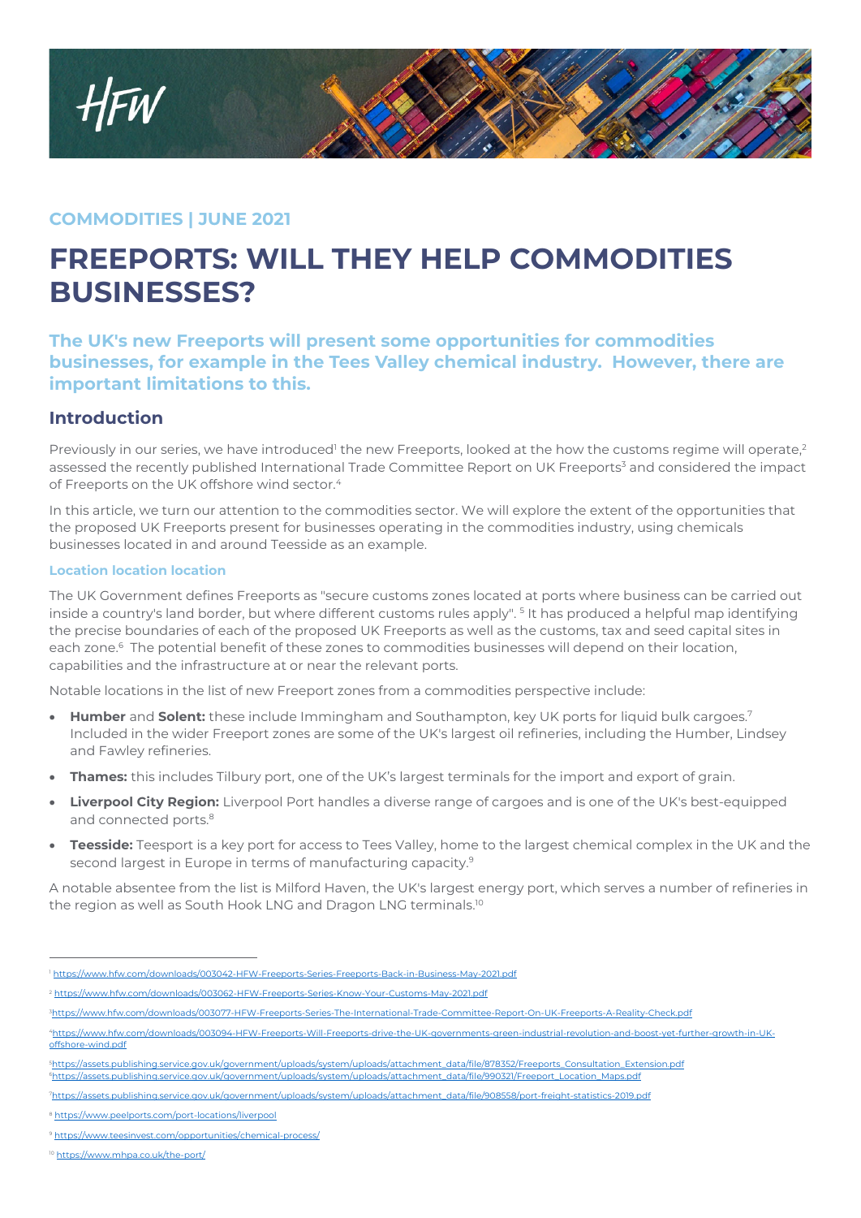COMMODITIES | JUNE 2021

# FREEPORTS: WILL THEY HELP COMMODITIES BUSINESSES?

### The UK's new Freeports will present some opportunities for commodities businesses, for example in the Tees Valley chemical industry. However, there are important limitations to this.

## Introduction

Previously in our series, we have introduced[1] the new Freeports, looked at the how the customs regime will operate,[2] assessed the recently published International Trade Committee Report on UK Freeports[3] and considered the impact of Freeports on the UK offshore wind sector.[4]

In this article, we turn our attention to the commodities sector. We will explore the extent of the opportunities that the proposed UK Freeports present for businesses operating in the commodities industry, using chemicals businesses located in and around Teesside as an example.

#### Location location location

The UK Government defines Freeports as "secure customs zones located at ports where business can be carried out inside a country's land border, but where different customs rules apply". [5] It has produced a helpful map identifying the precise boundaries of each of the proposed UK Freeports as well as the customs, tax and seed capital sites in each zone.[6] The potential benefit of these zones to commodities businesses will depend on their location, capabilities and the infrastructure at or near the relevant ports.

Notable locations in the list of new Freeport zones from a commodities perspective include:

- **Humber** and **Solent:** these include Immingham and Southampton, key UK ports for liquid bulk cargoes.[7] Included in the wider Freeport zones are some of the UK's largest oil refineries, including the Humber, Lindsey and Fawley refineries.
- **Thames:** this includes Tilbury port, one of the UK's largest terminals for the import and export of grain.
- **Liverpool City Region:** Liverpool Port handles a diverse range of cargoes and is one of the UK's best-equipped and connected ports.[8]
- **Teesside:** Teesport is a key port for access to Tees Valley, home to the largest chemical complex in the UK and the second largest in Europe in terms of manufacturing capacity.[9]

A notable absentee from the list is Milford Haven, the UK's largest energy port, which serves a number of refineries in the region as well as South Hook LNG and Dragon LNG terminals.[10]

---

[1] https://www.hfw.com/downloads/003042-HFW-Freeports-Series-Freeports-Back-in-Business-May-2021.pdf

[2] https://www.hfw.com/downloads/003062-HFW-Freeports-Series-Know-Your-Customs-May-2021.pdf

[3] https://www.hfw.com/downloads/003077-HFW-Freeports-Series-The-International-Trade-Committee-Report-On-UK-Freeports-A-Reality-Check.pdf

[4] https://www.hfw.com/downloads/003094-HFW-Freeports-Will-Freeports-drive-the-UK-governments-green-industrial-revolution-and-boost-yet-further-growth-in-UK-offshore-wind.pdf

[5] https://assets.publishing.service.gov.uk/government/uploads/system/uploads/attachment_data/file/878352/Freeports_Consultation_Extension.pdf

[6] https://assets.publishing.service.gov.uk/government/uploads/system/uploads/attachment_data/file/990321/Freeport_Location_Maps.pdf

[7] https://assets.publishing.service.gov.uk/government/uploads/system/uploads/attachment_data/file/908558/port-freight-statistics-2019.pdf

[8] https://www.peelports.com/port-locations/liverpool

[9] https://www.teesinvest.com/opportunities/chemical-process/

[10] https://www.mhpa.co.uk/the-port/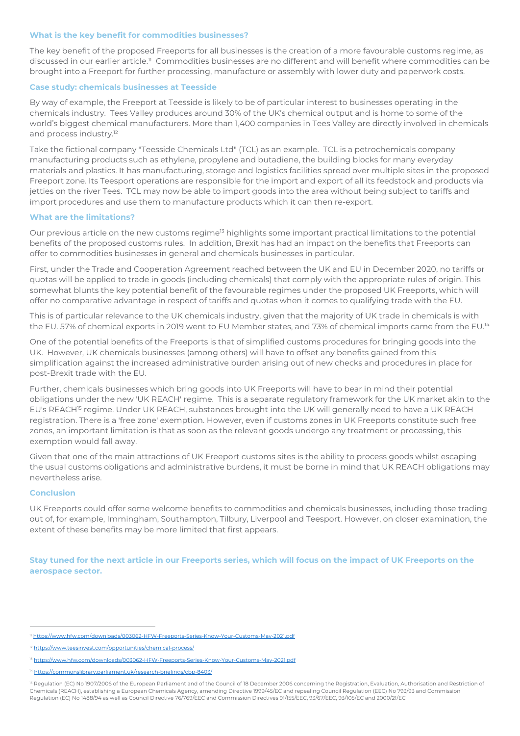### What is the key benefit for commodities businesses?

The key benefit of the proposed Freeports for all businesses is the creation of a more favourable customs regime, as discussed in our earlier article.[11] Commodities businesses are no different and will benefit where commodities can be brought into a Freeport for further processing, manufacture or assembly with lower duty and paperwork costs.

### Case study: chemicals businesses at Teesside

By way of example, the Freeport at Teesside is likely to be of particular interest to businesses operating in the chemicals industry. Tees Valley produces around 30% of the UK's chemical output and is home to some of the world's biggest chemical manufacturers. More than 1,400 companies in Tees Valley are directly involved in chemicals and process industry.[12]

Take the fictional company "Teesside Chemicals Ltd" (TCL) as an example. TCL is a petrochemicals company manufacturing products such as ethylene, propylene and butadiene, the building blocks for many everyday materials and plastics. It has manufacturing, storage and logistics facilities spread over multiple sites in the proposed Freeport zone. Its Teesport operations are responsible for the import and export of all its feedstock and products via jetties on the river Tees. TCL may now be able to import goods into the area without being subject to tariffs and import procedures and use them to manufacture products which it can then re-export.

### What are the limitations?

Our previous article on the new customs regime[13] highlights some important practical limitations to the potential benefits of the proposed customs rules. In addition, Brexit has had an impact on the benefits that Freeports can offer to commodities businesses in general and chemicals businesses in particular.

First, under the Trade and Cooperation Agreement reached between the UK and EU in December 2020, no tariffs or quotas will be applied to trade in goods (including chemicals) that comply with the appropriate rules of origin. This somewhat blunts the key potential benefit of the favourable regimes under the proposed UK Freeports, which will offer no comparative advantage in respect of tariffs and quotas when it comes to qualifying trade with the EU.

This is of particular relevance to the UK chemicals industry, given that the majority of UK trade in chemicals is with the EU. 57% of chemical exports in 2019 went to EU Member states, and 73% of chemical imports came from the EU.[14]

One of the potential benefits of the Freeports is that of simplified customs procedures for bringing goods into the UK. However, UK chemicals businesses (among others) will have to offset any benefits gained from this simplification against the increased administrative burden arising out of new checks and procedures in place for post-Brexit trade with the EU.

Further, chemicals businesses which bring goods into UK Freeports will have to bear in mind their potential obligations under the new 'UK REACH' regime. This is a separate regulatory framework for the UK market akin to the EU's REACH[15] regime. Under UK REACH, substances brought into the UK will generally need to have a UK REACH registration. There is a 'free zone' exemption. However, even if customs zones in UK Freeports constitute such free zones, an important limitation is that as soon as the relevant goods undergo any treatment or processing, this exemption would fall away.

Given that one of the main attractions of UK Freeport customs sites is the ability to process goods whilst escaping the usual customs obligations and administrative burdens, it must be borne in mind that UK REACH obligations may nevertheless arise.

### Conclusion

UK Freeports could offer some welcome benefits to commodities and chemicals businesses, including those trading out of, for example, Immingham, Southampton, Tilbury, Liverpool and Teesport. However, on closer examination, the extent of these benefits may be more limited that first appears.

**Stay tuned for the next article in our Freeports series, which will focus on the impact of UK Freeports on the aerospace sector.**

---

[11] https://www.hfw.com/downloads/003062-HFW-Freeports-Series-Know-Your-Customs-May-2021.pdf

[12] https://www.teesinvest.com/opportunities/chemical-process/

[13] https://www.hfw.com/downloads/003062-HFW-Freeports-Series-Know-Your-Customs-May-2021.pdf

[14] https://commonslibrary.parliament.uk/research-briefings/cbp-8403/

[15] Regulation (EC) No 1907/2006 of the European Parliament and of the Council of 18 December 2006 concerning the Registration, Evaluation, Authorisation and Restriction of Chemicals (REACH), establishing a European Chemicals Agency, amending Directive 1999/45/EC and repealing Council Regulation (EEC) No 793/93 and Commission Regulation (EC) No 1488/94 as well as Council Directive 76/769/EEC and Commission Directives 91/155/EEC, 93/67/EEC, 93/105/EC and 2000/21/EC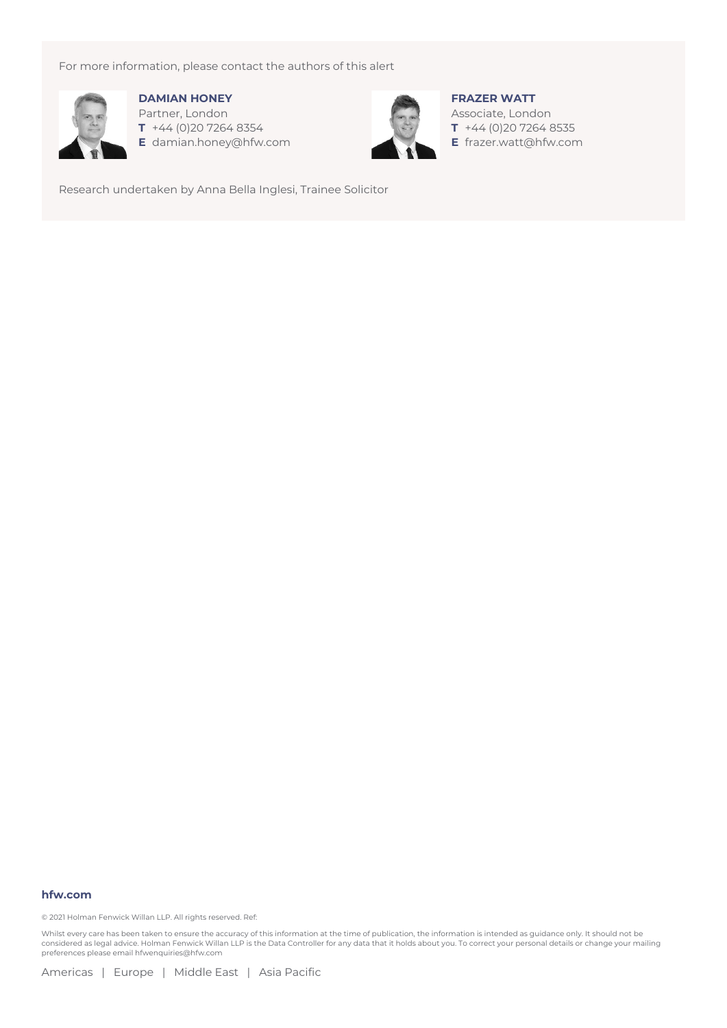For more information, please contact the authors of this alert

**DAMIAN HONEY**
Partner, London
**T** +44 (0)20 7264 8354
**E** damian.honey@hfw.com

**FRAZER WATT**
Associate, London
**T** +44 (0)20 7264 8535
**E** frazer.watt@hfw.com

Research undertaken by Anna Bella Inglesi, Trainee Solicitor

**hfw.com**

© 2021 Holman Fenwick Willan LLP. All rights reserved. Ref:

Whilst every care has been taken to ensure the accuracy of this information at the time of publication, the information is intended as guidance only. It should not be considered as legal advice. Holman Fenwick Willan LLP is the Data Controller for any data that it holds about you. To correct your personal details or change your mailing preferences please email hfwenquiries@hfw.com

Americas | Europe | Middle East | Asia Pacific